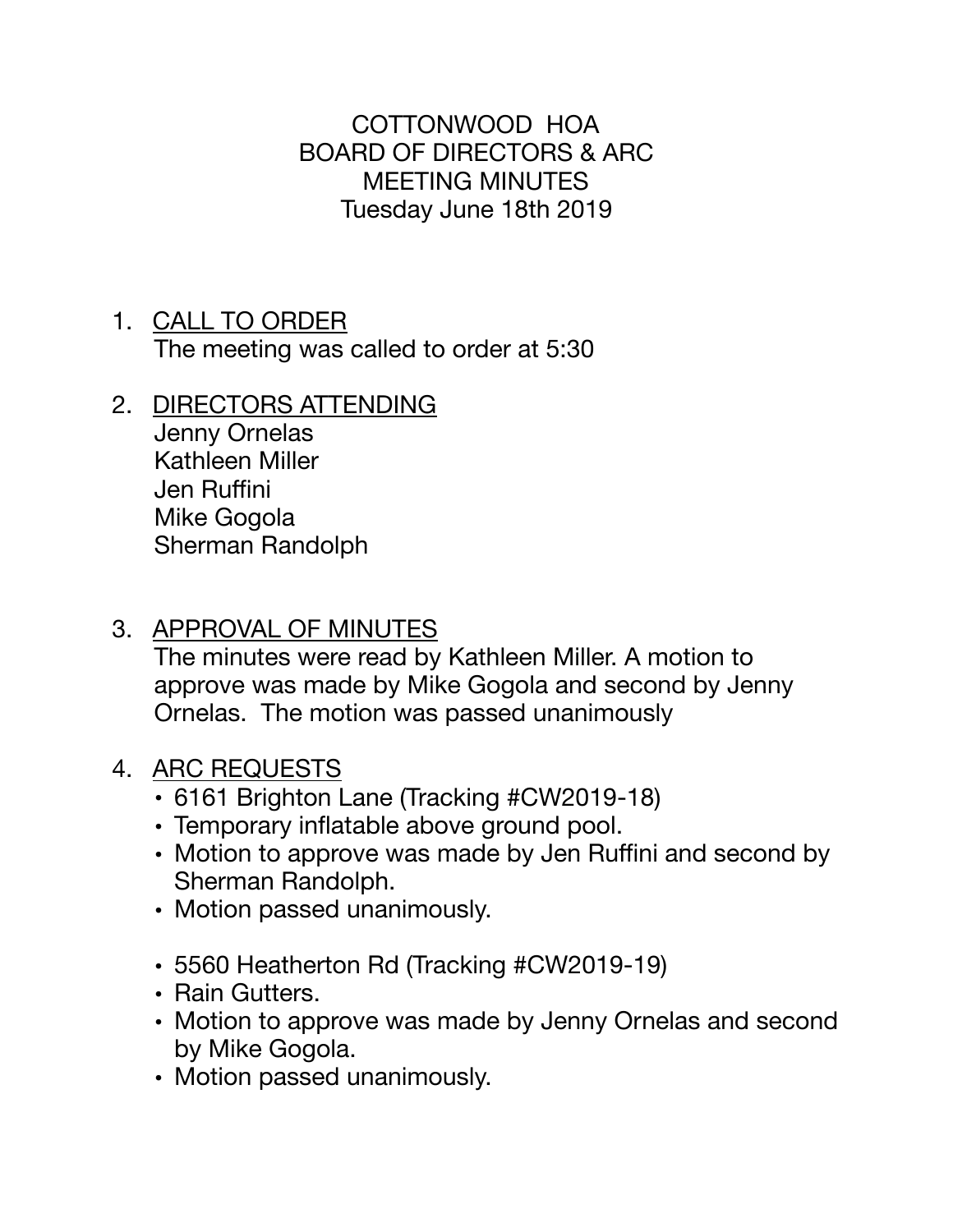# COTTONWOOD HOA
## BOARD OF DIRECTORS & ARC
## MEETING MINUTES
## Tuesday June 18th 2019

1. CALL TO ORDER
   The meeting was called to order at 5:30

2. DIRECTORS ATTENDING
   Jenny Ornelas
   Kathleen Miller
   Jen Ruffini
   Mike Gogola
   Sherman Randolph

3. APPROVAL OF MINUTES
   The minutes were read by Kathleen Miller. A motion to approve was made by Mike Gogola and second by Jenny Ornelas. The motion was passed unanimously

4. ARC REQUESTS
   - 6161 Brighton Lane (Tracking #CW2019-18)
   - Temporary inflatable above ground pool.
   - Motion to approve was made by Jen Ruffini and second by Sherman Randolph.
   - Motion passed unanimously.

   - 5560 Heatherton Rd (Tracking #CW2019-19)
   - Rain Gutters.
   - Motion to approve was made by Jenny Ornelas and second by Mike Gogola.
   - Motion passed unanimously.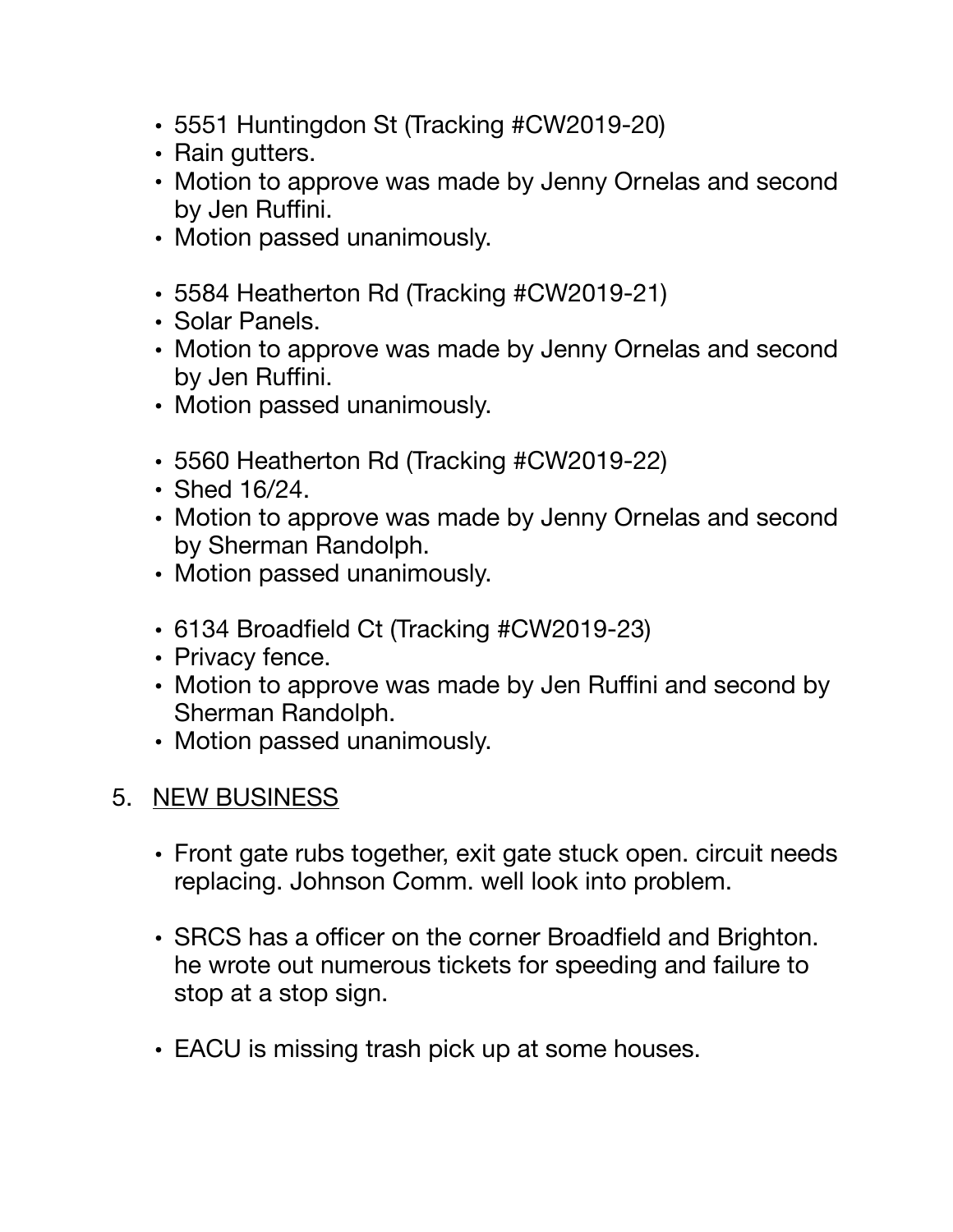- 5551 Huntingdon St (Tracking #CW2019-20)
- Rain gutters.
- Motion to approve was made by Jenny Ornelas and second by Jen Ruffini.
- Motion passed unanimously.

- 5584 Heatherton Rd (Tracking #CW2019-21)
- Solar Panels.
- Motion to approve was made by Jenny Ornelas and second by Jen Ruffini.
- Motion passed unanimously.

- 5560 Heatherton Rd (Tracking #CW2019-22)
- Shed 16/24.
- Motion to approve was made by Jenny Ornelas and second by Sherman Randolph.
- Motion passed unanimously.

- 6134 Broadfield Ct (Tracking #CW2019-23)
- Privacy fence.
- Motion to approve was made by Jen Ruffini and second by Sherman Randolph.
- Motion passed unanimously.

5. <u>NEW BUSINESS</u>

- Front gate rubs together, exit gate stuck open. circuit needs replacing. Johnson Comm. well look into problem.

- SRCS has a officer on the corner Broadfield and Brighton. he wrote out numerous tickets for speeding and failure to stop at a stop sign.

- EACU is missing trash pick up at some houses.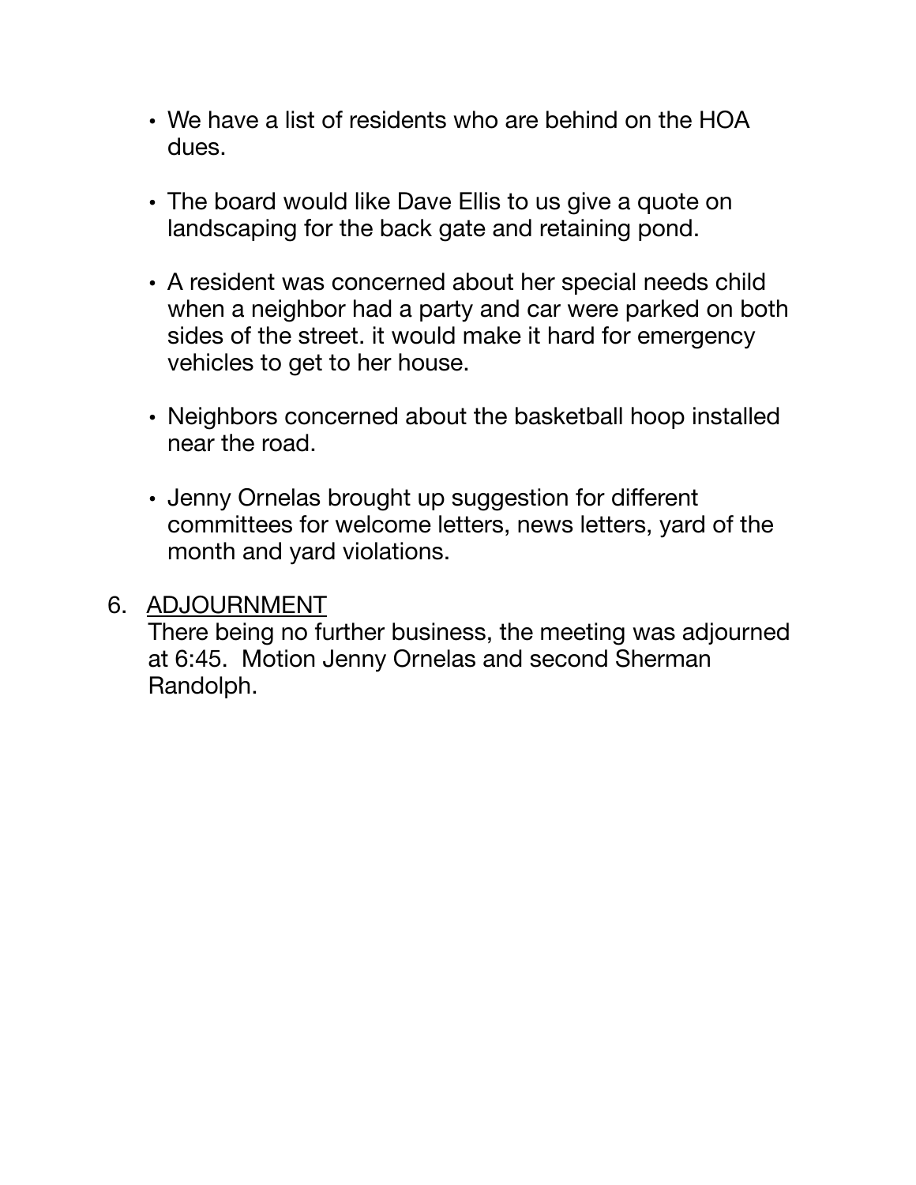- We have a list of residents who are behind on the HOA dues.

- The board would like Dave Ellis to us give a quote on landscaping for the back gate and retaining pond.

- A resident was concerned about her special needs child when a neighbor had a party and car were parked on both sides of the street. it would make it hard for emergency vehicles to get to her house.

- Neighbors concerned about the basketball hoop installed near the road.

- Jenny Ornelas brought up suggestion for different committees for welcome letters, news letters, yard of the month and yard violations.

6. <u>ADJOURNMENT</u>
   There being no further business, the meeting was adjourned at 6:45. Motion Jenny Ornelas and second Sherman Randolph.